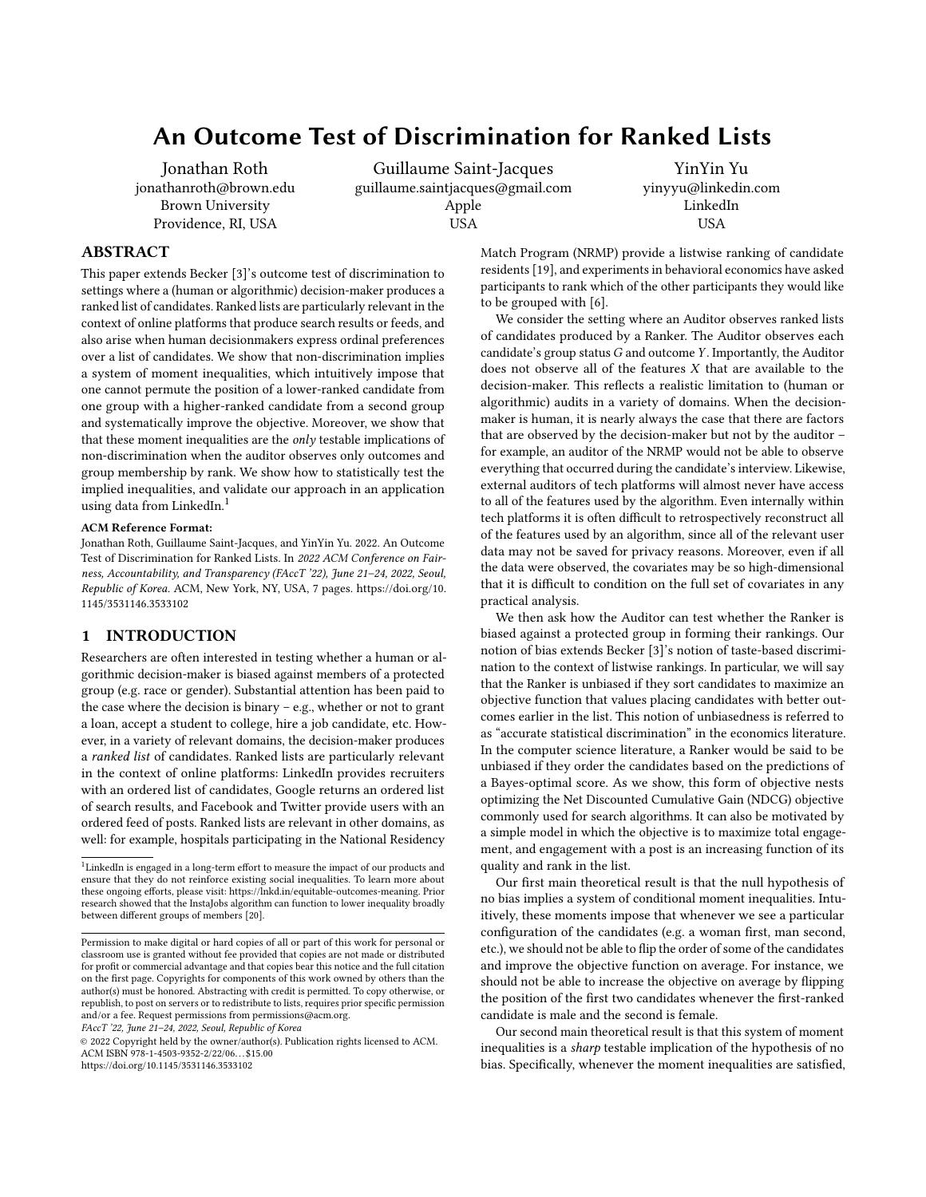# An Outcome Test of Discrimination for Ranked Lists

Jonathan Roth
jonathanroth@brown.edu
Brown University
Providence, RI, USA

Guillaume Saint-Jacques
guillaume.saintjacques@gmail.com
Apple
USA

YinYin Yu
yinyyu@linkedin.com
LinkedIn
USA

## ABSTRACT

This paper extends Becker [3]'s outcome test of discrimination to settings where a (human or algorithmic) decision-maker produces a ranked list of candidates. Ranked lists are particularly relevant in the context of online platforms that produce search results or feeds, and also arise when human decisionmakers express ordinal preferences over a list of candidates. We show that non-discrimination implies a system of moment inequalities, which intuitively impose that one cannot permute the position of a lower-ranked candidate from one group with a higher-ranked candidate from a second group and systematically improve the objective. Moreover, we show that that these moment inequalities are the *only* testable implications of non-discrimination when the auditor observes only outcomes and group membership by rank. We show how to statistically test the implied inequalities, and validate our approach in an application using data from LinkedIn.[1]

**ACM Reference Format:**
Jonathan Roth, Guillaume Saint-Jacques, and YinYin Yu. 2022. An Outcome Test of Discrimination for Ranked Lists. In *2022 ACM Conference on Fairness, Accountability, and Transparency (FAccT '22), June 21–24, 2022, Seoul, Republic of Korea.* ACM, New York, NY, USA, 7 pages. https://doi.org/10.1145/3531146.3533102

## 1 INTRODUCTION

Researchers are often interested in testing whether a human or algorithmic decision-maker is biased against members of a protected group (e.g. race or gender). Substantial attention has been paid to the case where the decision is binary – e.g., whether or not to grant a loan, accept a student to college, hire a job candidate, etc. However, in a variety of relevant domains, the decision-maker produces a *ranked list* of candidates. Ranked lists are particularly relevant in the context of online platforms: LinkedIn provides recruiters with an ordered list of candidates, Google returns an ordered list of search results, and Facebook and Twitter provide users with an ordered feed of posts. Ranked lists are relevant in other domains, as well: for example, hospitals participating in the National Residency Match Program (NRMP) provide a listwise ranking of candidate residents [19], and experiments in behavioral economics have asked participants to rank which of the other participants they would like to be grouped with [6].

We consider the setting where an Auditor observes ranked lists of candidates produced by a Ranker. The Auditor observes each candidate's group status $G$ and outcome $Y$. Importantly, the Auditor does not observe all of the features $X$ that are available to the decision-maker. This reflects a realistic limitation to (human or algorithmic) audits in a variety of domains. When the decision-maker is human, it is nearly always the case that there are factors that are observed by the decision-maker but not by the auditor – for example, an auditor of the NRMP would not be able to observe everything that occurred during the candidate's interview. Likewise, external auditors of tech platforms will almost never have access to all of the features used by the algorithm. Even internally within tech platforms it is often difficult to retrospectively reconstruct all of the features used by an algorithm, since all of the relevant user data may not be saved for privacy reasons. Moreover, even if all the data were observed, the covariates may be so high-dimensional that it is difficult to condition on the full set of covariates in any practical analysis.

We then ask how the Auditor can test whether the Ranker is biased against a protected group in forming their rankings. Our notion of bias extends Becker [3]'s notion of taste-based discrimination to the context of listwise rankings. In particular, we will say that the Ranker is unbiased if they sort candidates to maximize an objective function that values placing candidates with better outcomes earlier in the list. This notion of unbiasedness is referred to as "accurate statistical discrimination" in the economics literature. In the computer science literature, a Ranker would be said to be unbiased if they order the candidates based on the predictions of a Bayes-optimal score. As we show, this form of objective nests optimizing the Net Discounted Cumulative Gain (NDCG) objective commonly used for search algorithms. It can also be motivated by a simple model in which the objective is to maximize total engagement, and engagement with a post is an increasing function of its quality and rank in the list.

Our first main theoretical result is that the null hypothesis of no bias implies a system of conditional moment inequalities. Intuitively, these moments impose that whenever we see a particular configuration of the candidates (e.g. a woman first, man second, etc.), we should not be able to flip the order of some of the candidates and improve the objective function on average. For instance, we should not be able to increase the objective on average by flipping the position of the first two candidates whenever the first-ranked candidate is male and the second is female.

Our second main theoretical result is that this system of moment inequalities is a *sharp* testable implication of the hypothesis of no bias. Specifically, whenever the moment inequalities are satisfied,

---

[1] LinkedIn is engaged in a long-term effort to measure the impact of our products and ensure that they do not reinforce existing social inequalities. To learn more about these ongoing efforts, please visit: https://lnkd.in/equitable-outcomes-meaning. Prior research showed that the InstaJobs algorithm can function to lower inequality broadly between different groups of members [20].

Permission to make digital or hard copies of all or part of this work for personal or classroom use is granted without fee provided that copies are not made or distributed for profit or commercial advantage and that copies bear this notice and the full citation on the first page. Copyrights for components of this work owned by others than the author(s) must be honored. Abstracting with credit is permitted. To copy otherwise, or republish, to post on servers or to redistribute to lists, requires prior specific permission and/or a fee. Request permissions from permissions@acm.org.
*FAccT '22, June 21–24, 2022, Seoul, Republic of Korea*
© 2022 Copyright held by the owner/author(s). Publication rights licensed to ACM.
ACM ISBN 978-1-4503-9352-2/22/06…$15.00
https://doi.org/10.1145/3531146.3533102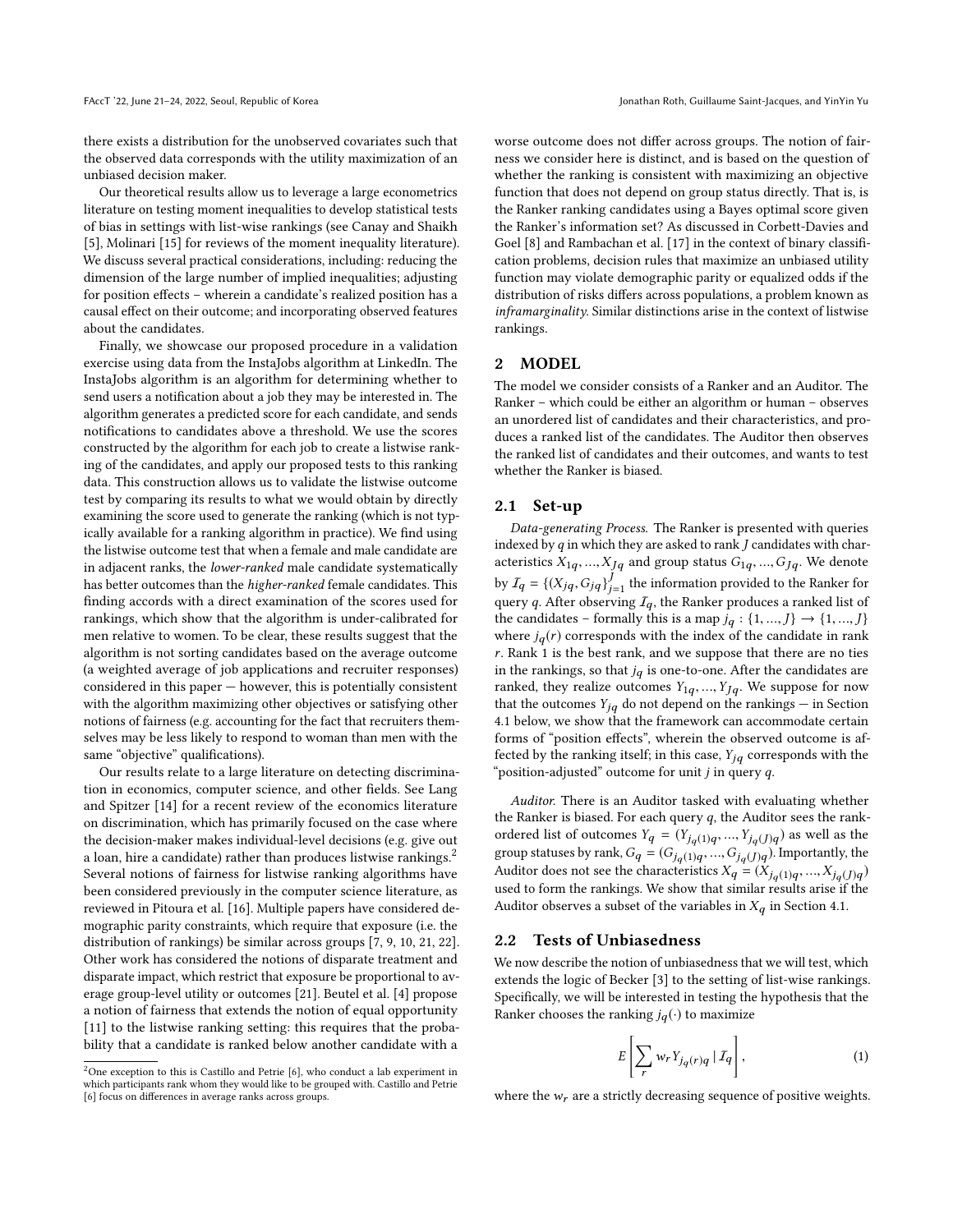there exists a distribution for the unobserved covariates such that the observed data corresponds with the utility maximization of an unbiased decision maker.

Our theoretical results allow us to leverage a large econometrics literature on testing moment inequalities to develop statistical tests of bias in settings with list-wise rankings (see Canay and Shaikh [5], Molinari [15] for reviews of the moment inequality literature). We discuss several practical considerations, including: reducing the dimension of the large number of implied inequalities; adjusting for position effects – wherein a candidate's realized position has a causal effect on their outcome; and incorporating observed features about the candidates.

Finally, we showcase our proposed procedure in a validation exercise using data from the InstaJobs algorithm at LinkedIn. The InstaJobs algorithm is an algorithm for determining whether to send users a notification about a job they may be interested in. The algorithm generates a predicted score for each candidate, and sends notifications to candidates above a threshold. We use the scores constructed by the algorithm for each job to create a listwise ranking of the candidates, and apply our proposed tests to this ranking data. This construction allows us to validate the listwise outcome test by comparing its results to what we would obtain by directly examining the score used to generate the ranking (which is not typically available for a ranking algorithm in practice). We find using the listwise outcome test that when a female and male candidate are in adjacent ranks, the *lower-ranked* male candidate systematically has better outcomes than the *higher-ranked* female candidates. This finding accords with a direct examination of the scores used for rankings, which show that the algorithm is under-calibrated for men relative to women. To be clear, these results suggest that the algorithm is not sorting candidates based on the average outcome (a weighted average of job applications and recruiter responses) considered in this paper — however, this is potentially consistent with the algorithm maximizing other objectives or satisfying other notions of fairness (e.g. accounting for the fact that recruiters themselves may be less likely to respond to woman than men with the same "objective" qualifications).

Our results relate to a large literature on detecting discrimination in economics, computer science, and other fields. See Lang and Spitzer [14] for a recent review of the economics literature on discrimination, which has primarily focused on the case where the decision-maker makes individual-level decisions (e.g. give out a loan, hire a candidate) rather than produces listwise rankings.[2] Several notions of fairness for listwise ranking algorithms have been considered previously in the computer science literature, as reviewed in Pitoura et al. [16]. Multiple papers have considered demographic parity constraints, which require that exposure (i.e. the distribution of rankings) be similar across groups [7, 9, 10, 21, 22]. Other work has considered the notions of disparate treatment and disparate impact, which restrict that exposure be proportional to average group-level utility or outcomes [21]. Beutel et al. [4] propose a notion of fairness that extends the notion of equal opportunity [11] to the listwise ranking setting: this requires that the probability that a candidate is ranked below another candidate with a worse outcome does not differ across groups. The notion of fairness we consider here is distinct, and is based on the question of whether the ranking is consistent with maximizing an objective function that does not depend on group status directly. That is, is the Ranker ranking candidates using a Bayes optimal score given the Ranker's information set? As discussed in Corbett-Davies and Goel [8] and Rambachan et al. [17] in the context of binary classification problems, decision rules that maximize an unbiased utility function may violate demographic parity or equalized odds if the distribution of risks differs across populations, a problem known as *inframarginality*. Similar distinctions arise in the context of listwise rankings.

[2] One exception to this is Castillo and Petrie [6], who conduct a lab experiment in which participants rank whom they would like to be grouped with. Castillo and Petrie [6] focus on differences in average ranks across groups.

## 2 MODEL

The model we consider consists of a Ranker and an Auditor. The Ranker – which could be either an algorithm or human – observes an unordered list of candidates and their characteristics, and produces a ranked list of the candidates. The Auditor then observes the ranked list of candidates and their outcomes, and wants to test whether the Ranker is biased.

### 2.1 Set-up

*Data-generating Process.* The Ranker is presented with queries indexed by $q$ in which they are asked to rank $J$ candidates with characteristics $X_{1q}, ..., X_{Jq}$ and group status $G_{1q}, ..., G_{Jq}$. We denote by $\mathcal{I}_q = \{(X_{jq}, G_{jq}\}_{j=1}^{J}$ the information provided to the Ranker for query $q$. After observing $\mathcal{I}_q$, the Ranker produces a ranked list of the candidates – formally this is a map $j_q : \{1, ..., J\} \to \{1, ..., J\}$ where $j_q(r)$ corresponds with the index of the candidate in rank $r$. Rank 1 is the best rank, and we suppose that there are no ties in the rankings, so that $j_q$ is one-to-one. After the candidates are ranked, they realize outcomes $Y_{1q}, ..., Y_{Jq}$. We suppose for now that the outcomes $Y_{jq}$ do not depend on the rankings — in Section 4.1 below, we show that the framework can accommodate certain forms of "position effects", wherein the observed outcome is affected by the ranking itself; in this case, $Y_{jq}$ corresponds with the "position-adjusted" outcome for unit $j$ in query $q$.

*Auditor.* There is an Auditor tasked with evaluating whether the Ranker is biased. For each query $q$, the Auditor sees the rank-ordered list of outcomes $Y_q = (Y_{j_q(1)q}, ..., Y_{j_q(J)q})$ as well as the group statuses by rank, $G_q = (G_{j_q(1)q}, ..., G_{j_q(J)q})$. Importantly, the Auditor does not see the characteristics $X_q = (X_{j_q(1)q}, ..., X_{j_q(J)q})$ used to form the rankings. We show that similar results arise if the Auditor observes a subset of the variables in $X_q$ in Section 4.1.

### 2.2 Tests of Unbiasedness

We now describe the notion of unbiasedness that we will test, which extends the logic of Becker [3] to the setting of list-wise rankings. Specifically, we will be interested in testing the hypothesis that the Ranker chooses the ranking $j_q(\cdot)$ to maximize

$$E\left[\sum_r w_r Y_{j_q(r)q} \mid \mathcal{I}_q\right], \tag{1}$$

where the $w_r$ are a strictly decreasing sequence of positive weights.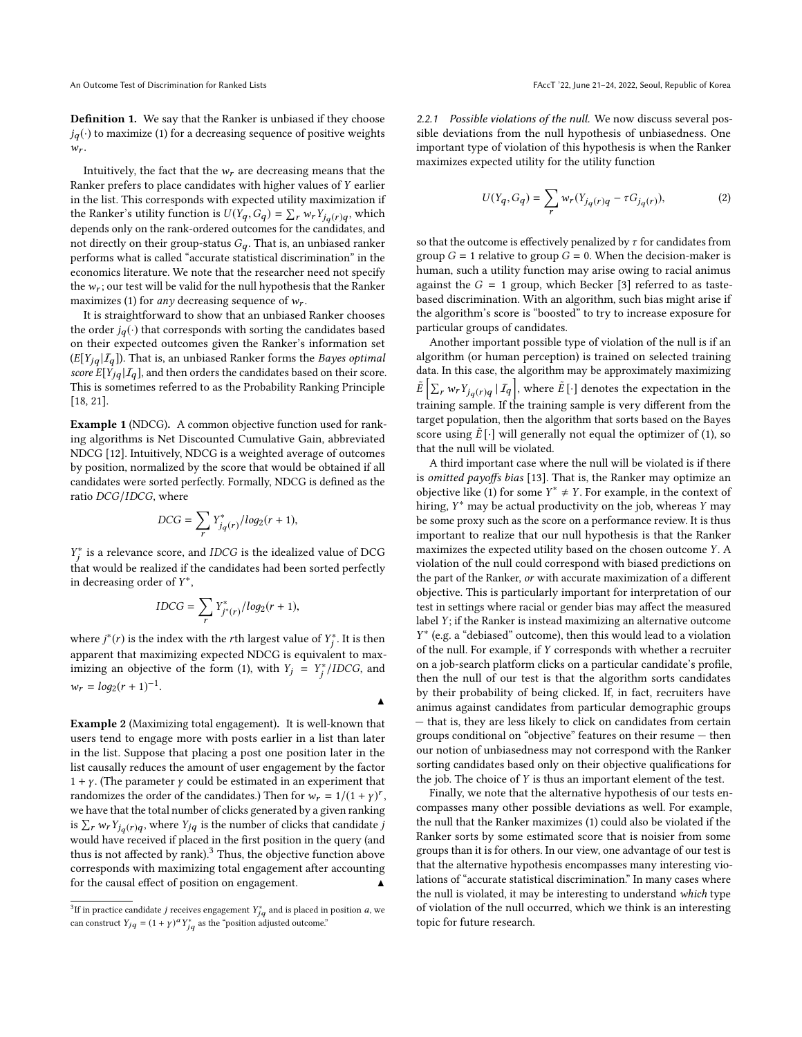**Definition 1.** We say that the Ranker is unbiased if they choose $j_q(\cdot)$ to maximize (1) for a decreasing sequence of positive weights $w_r$.

Intuitively, the fact that the $w_r$ are decreasing means that the Ranker prefers to place candidates with higher values of $Y$ earlier in the list. This corresponds with expected utility maximization if the Ranker's utility function is $U(Y_q, G_q) = \sum_r w_r Y_{j_q(r)q}$, which depends only on the rank-ordered outcomes for the candidates, and not directly on their group-status $G_q$. That is, an unbiased ranker performs what is called "accurate statistical discrimination" in the economics literature. We note that the researcher need not specify the $w_r$; our test will be valid for the null hypothesis that the Ranker maximizes (1) for *any* decreasing sequence of $w_r$.

It is straightforward to show that an unbiased Ranker chooses the order $j_q(\cdot)$ that corresponds with sorting the candidates based on their expected outcomes given the Ranker's information set ($E[Y_{jq}|\mathcal{I}_q]$). That is, an unbiased Ranker forms the *Bayes optimal score* $E[Y_{jq}|\mathcal{I}_q]$, and then orders the candidates based on their score. This is sometimes referred to as the Probability Ranking Principle [18, 21].

**Example 1** (NDCG). A common objective function used for ranking algorithms is Net Discounted Cumulative Gain, abbreviated NDCG [12]. Intuitively, NDCG is a weighted average of outcomes by position, normalized by the score that would be obtained if all candidates were sorted perfectly. Formally, NDCG is defined as the ratio $DCG/IDCG$, where

$$DCG = \sum_r Y^*_{j_q(r)}/log_2(r+1),$$

$Y^*_j$ is a relevance score, and $IDCG$ is the idealized value of DCG that would be realized if the candidates had been sorted perfectly in decreasing order of $Y^*$,

$$IDCG = \sum_r Y^*_{j^*(r)}/log_2(r+1),$$

where $j^*(r)$ is the index with the $r$th largest value of $Y^*_j$. It is then apparent that maximizing expected NDCG is equivalent to maximizing an objective of the form (1), with $Y_j = Y^*_j/IDCG$, and $w_r = log_2(r+1)^{-1}$. ▲

**Example 2** (Maximizing total engagement). It is well-known that users tend to engage more with posts earlier in a list than later in the list. Suppose that placing a post one position later in the list causally reduces the amount of user engagement by the factor $1+\gamma$. (The parameter $\gamma$ could be estimated in an experiment that randomizes the order of the candidates.) Then for $w_r = 1/(1+\gamma)^r$, we have that the total number of clicks generated by a given ranking is $\sum_r w_r Y_{j_q(r)q}$, where $Y_{jq}$ is the number of clicks that candidate $j$ would have received if placed in the first position in the query (and thus is not affected by rank).[3] Thus, the objective function above corresponds with maximizing total engagement after accounting for the causal effect of position on engagement. ▲

[3] If in practice candidate $j$ receives engagement $Y^*_{jq}$ and is placed in position $a$, we can construct $Y_{jq} = (1+\gamma)^a Y^*_{jq}$ as the "position adjusted outcome."

#### 2.2.1 Possible violations of the null.

We now discuss several possible deviations from the null hypothesis of unbiasedness. One important type of violation of this hypothesis is when the Ranker maximizes expected utility for the utility function

$$U(Y_q, G_q) = \sum_r w_r (Y_{j_q(r)q} - \tau G_{j_q(r)}), \tag{2}$$

so that the outcome is effectively penalized by $\tau$ for candidates from group $G=1$ relative to group $G=0$. When the decision-maker is human, such a utility function may arise owing to racial animus against the $G=1$ group, which Becker [3] referred to as taste-based discrimination. With an algorithm, such bias might arise if the algorithm's score is "boosted" to try to increase exposure for particular groups of candidates.

Another important possible type of violation of the null is if an algorithm (or human perception) is trained on selected training data. In this case, the algorithm may be approximately maximizing $\tilde{E}\left[\sum_r w_r Y_{j_q(r)q} \mid \mathcal{I}_q\right]$, where $\tilde{E}[\cdot]$ denotes the expectation in the training sample. If the training sample is very different from the target population, then the algorithm that sorts based on the Bayes score using $\tilde{E}[\cdot]$ will generally not equal the optimizer of (1), so that the null will be violated.

A third important case where the null will be violated is if there is *omitted payoffs bias* [13]. That is, the Ranker may optimize an objective like (1) for some $Y^* \neq Y$. For example, in the context of hiring, $Y^*$ may be actual productivity on the job, whereas $Y$ may be some proxy such as the score on a performance review. It is thus important to realize that our null hypothesis is that the Ranker maximizes the expected utility based on the chosen outcome $Y$. A violation of the null could correspond with biased predictions on the part of the Ranker, *or* with accurate maximization of a different objective. This is particularly important for interpretation of our test in settings where racial or gender bias may affect the measured label $Y$; if the Ranker is instead maximizing an alternative outcome $Y^*$ (e.g. a "debiased" outcome), then this would lead to a violation of the null. For example, if $Y$ corresponds with whether a recruiter on a job-search platform clicks on a particular candidate's profile, then the null of our test is that the algorithm sorts candidates by their probability of being clicked. If, in fact, recruiters have animus against candidates from particular demographic groups — that is, they are less likely to click on candidates from certain groups conditional on "objective" features on their resume — then our notion of unbiasedness may not correspond with the Ranker sorting candidates based only on their objective qualifications for the job. The choice of $Y$ is thus an important element of the test.

Finally, we note that the alternative hypothesis of our tests encompasses many other possible deviations as well. For example, the null that the Ranker maximizes (1) could also be violated if the Ranker sorts by some estimated score that is noisier from some groups than it is for others. In our view, one advantage of our test is that the alternative hypothesis encompasses many interesting violations of "accurate statistical discrimination." In many cases where the null is violated, it may be interesting to understand *which* type of violation of the null occurred, which we think is an interesting topic for future research.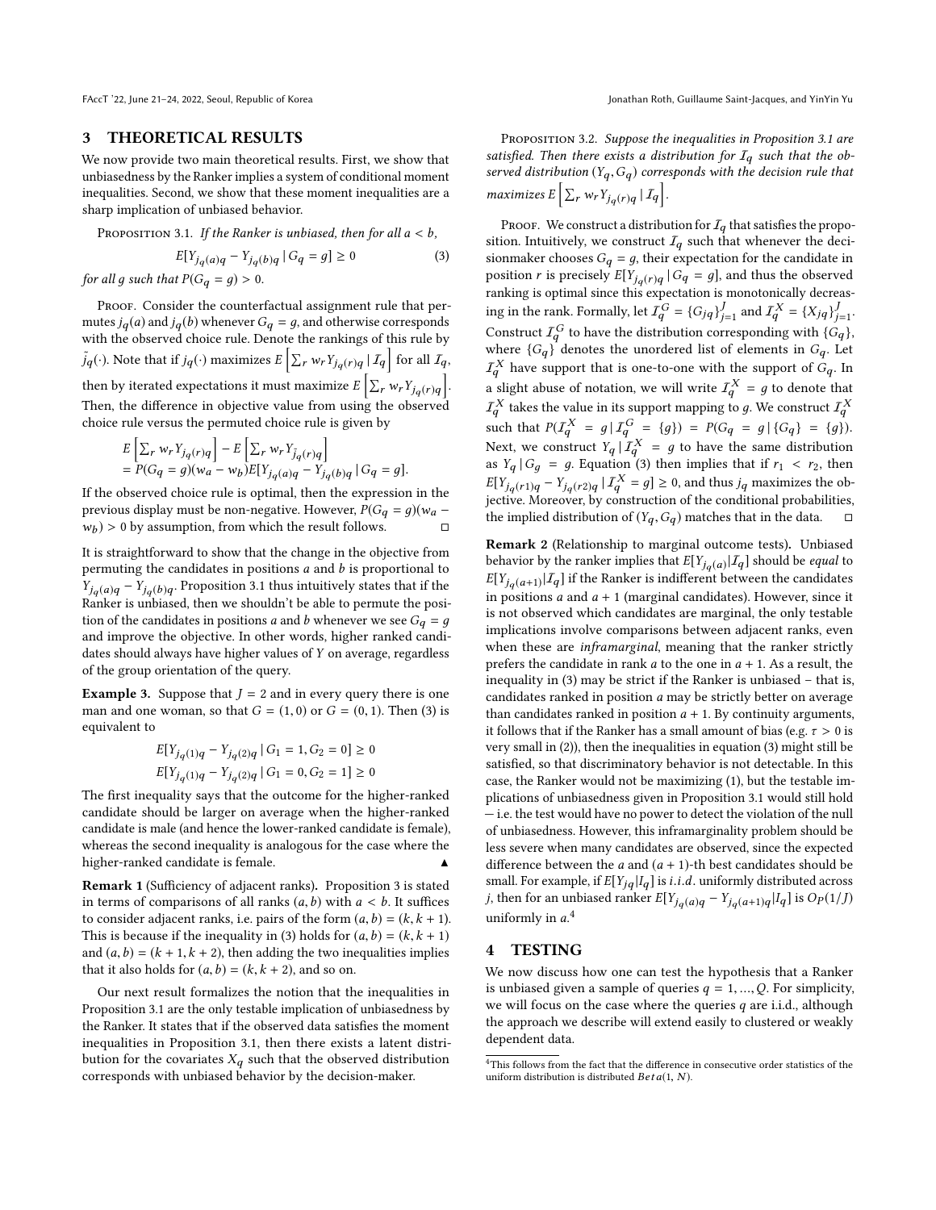## 3 THEORETICAL RESULTS

We now provide two main theoretical results. First, we show that unbiasedness by the Ranker implies a system of conditional moment inequalities. Second, we show that these moment inequalities are a sharp implication of unbiased behavior.

Proposition 3.1. *If the Ranker is unbiased, then for all $a < b$,*

$$E[Y_{j_q(a)q} - Y_{j_q(b)q} \mid G_q = g] \geq 0 \tag{3}$$

*for all $g$ such that $P(G_q = g) > 0$.*

Proof. Consider the counterfactual assignment rule that permutes $j_q(a)$ and $j_q(b)$ whenever $G_q = g$, and otherwise corresponds with the observed choice rule. Denote the rankings of this rule by $\tilde{j}_q(\cdot)$. Note that if $j_q(\cdot)$ maximizes $E\left[\sum_r w_r Y_{j_q(r)q} \mid \mathcal{I}_q\right]$ for all $\mathcal{I}_q$, then by iterated expectations it must maximize $E\left[\sum_r w_r Y_{j_q(r)q}\right]$. Then, the difference in objective value from using the observed choice rule versus the permuted choice rule is given by

$$\begin{aligned}
&E\left[\textstyle\sum_r w_r Y_{j_q(r)q}\right] - E\left[\textstyle\sum_r w_r Y_{\tilde{j}_q(r)q}\right] \\
&= P(G_q = g)(w_a - w_b)E[Y_{j_q(a)q} - Y_{j_q(b)q} \mid G_q = g].
\end{aligned}$$

If the observed choice rule is optimal, then the expression in the previous display must be non-negative. However, $P(G_q = g)(w_a - w_b) > 0$ by assumption, from which the result follows. □

It is straightforward to show that the change in the objective from permuting the candidates in positions $a$ and $b$ is proportional to $Y_{j_q(a)q} - Y_{j_q(b)q}$. Proposition 3.1 thus intuitively states that if the Ranker is unbiased, then we shouldn't be able to permute the position of the candidates in positions $a$ and $b$ whenever we see $G_q = g$ and improve the objective. In other words, higher ranked candidates should always have higher values of $Y$ on average, regardless of the group orientation of the query.

**Example 3.** Suppose that $J = 2$ and in every query there is one man and one woman, so that $G = (1, 0)$ or $G = (0, 1)$. Then (3) is equivalent to

$$E[Y_{j_q(1)q} - Y_{j_q(2)q} \mid G_1 = 1, G_2 = 0] \geq 0$$
$$E[Y_{j_q(1)q} - Y_{j_q(2)q} \mid G_1 = 0, G_2 = 1] \geq 0$$

The first inequality says that the outcome for the higher-ranked candidate should be larger on average when the higher-ranked candidate is male (and hence the lower-ranked candidate is female), whereas the second inequality is analogous for the case where the higher-ranked candidate is female. ▲

**Remark 1** (Sufficiency of adjacent ranks)**.** Proposition 3 is stated in terms of comparisons of all ranks $(a, b)$ with $a < b$. It suffices to consider adjacent ranks, i.e. pairs of the form $(a, b) = (k, k + 1)$. This is because if the inequality in (3) holds for $(a, b) = (k, k + 1)$ and $(a, b) = (k + 1, k + 2)$, then adding the two inequalities implies that it also holds for $(a, b) = (k, k + 2)$, and so on.

Our next result formalizes the notion that the inequalities in Proposition 3.1 are the only testable implication of unbiasedness by the Ranker. It states that if the observed data satisfies the moment inequalities in Proposition 3.1, then there exists a latent distribution for the covariates $X_q$ such that the observed distribution corresponds with unbiased behavior by the decision-maker.

Proposition 3.2. *Suppose the inequalities in Proposition 3.1 are satisfied. Then there exists a distribution for $\mathcal{I}_q$ such that the observed distribution $(Y_q, G_q)$ corresponds with the decision rule that maximizes $E\left[\sum_r w_r Y_{j_q(r)q} \mid \mathcal{I}_q\right]$.*

Proof. We construct a distribution for $\mathcal{I}_q$ that satisfies the proposition. Intuitively, we construct $\mathcal{I}_q$ such that whenever the decisionmaker chooses $G_q = g$, their expectation for the candidate in position $r$ is precisely $E[Y_{j_q(r)q} \mid G_q = g]$, and thus the observed ranking is optimal since this expectation is monotonically decreasing in the rank. Formally, let $\mathcal{I}_q^G = \{G_{jq}\}_{j=1}^J$ and $\mathcal{I}_q^X = \{X_{jq}\}_{j=1}^J$. Construct $\mathcal{I}_q^G$ to have the distribution corresponding with $\{G_q\}$, where $\{G_q\}$ denotes the unordered list of elements in $G_q$. Let $\mathcal{I}_q^X$ have support that is one-to-one with the support of $G_q$. In a slight abuse of notation, we will write $\mathcal{I}_q^X = g$ to denote that $\mathcal{I}_q^X$ takes the value in its support mapping to $g$. We construct $\mathcal{I}_q^X$ such that $P(\mathcal{I}_q^X = g \mid \mathcal{I}_q^G = \{g\}) = P(G_q = g \mid \{G_q\} = \{g\})$. Next, we construct $Y_q \mid \mathcal{I}_q^X = g$ to have the same distribution as $Y_q \mid G_g = g$. Equation (3) then implies that if $r_1 < r_2$, then $E[Y_{j_q(r1)q} - Y_{j_q(r2)q} \mid \mathcal{I}_q^X = g] \geq 0$, and thus $j_q$ maximizes the objective. Moreover, by construction of the conditional probabilities, the implied distribution of $(Y_q, G_q)$ matches that in the data. □

**Remark 2** (Relationship to marginal outcome tests)**.** Unbiased behavior by the ranker implies that $E[Y_{j_q(a)} | \mathcal{I}_q]$ should be *equal* to $E[Y_{j_q(a+1)} | \mathcal{I}_q]$ if the Ranker is indifferent between the candidates in positions $a$ and $a + 1$ (marginal candidates). However, since it is not observed which candidates are marginal, the only testable implications involve comparisons between adjacent ranks, even when these are *inframarginal*, meaning that the ranker strictly prefers the candidate in rank $a$ to the one in $a + 1$. As a result, the inequality in (3) may be strict if the Ranker is unbiased – that is, candidates ranked in position $a$ may be strictly better on average than candidates ranked in position $a + 1$. By continuity arguments, it follows that if the Ranker has a small amount of bias (e.g. $\tau > 0$ is very small in (2)), then the inequalities in equation (3) might still be satisfied, so that discriminatory behavior is not detectable. In this case, the Ranker would not be maximizing (1), but the testable implications of unbiasedness given in Proposition 3.1 would still hold — i.e. the test would have no power to detect the violation of the null of unbiasedness. However, this inframarginality problem should be less severe when many candidates are observed, since the expected difference between the $a$ and $(a + 1)$-th best candidates should be small. For example, if $E[Y_{jq} | I_q]$ is *i.i.d.* uniformly distributed across $j$, then for an unbiased ranker $E[Y_{j_q(a)q} - Y_{j_q(a+1)q} | I_q]$ is $O_P(1/J)$ uniformly in $a$.[4]

## 4 TESTING

We now discuss how one can test the hypothesis that a Ranker is unbiased given a sample of queries $q = 1, ..., Q$. For simplicity, we will focus on the case where the queries $q$ are i.i.d., although the approach we describe will extend easily to clustered or weakly dependent data.

[4]This follows from the fact that the difference in consecutive order statistics of the uniform distribution is distributed $Beta(1, N)$.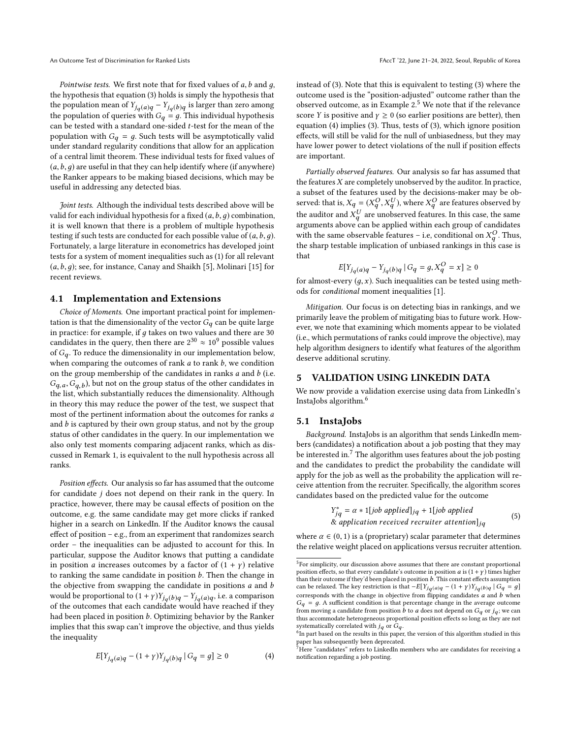*Pointwise tests.* We first note that for fixed values of $a$, $b$ and $g$, the hypothesis that equation (3) holds is simply the hypothesis that the population mean of $Y_{j_q(a)q} - Y_{j_q(b)q}$ is larger than zero among the population of queries with $G_q = g$. This individual hypothesis can be tested with a standard one-sided $t$-test for the mean of the population with $G_q = g$. Such tests will be asymptotically valid under standard regularity conditions that allow for an application of a central limit theorem. These individual tests for fixed values of $(a, b, g)$ are useful in that they can help identify where (if anywhere) the Ranker appears to be making biased decisions, which may be useful in addressing any detected bias.

*Joint tests.* Although the individual tests described above will be valid for each individual hypothesis for a fixed $(a, b, g)$ combination, it is well known that there is a problem of multiple hypothesis testing if such tests are conducted for each possible value of $(a, b, g)$. Fortunately, a large literature in econometrics has developed joint tests for a system of moment inequalities such as (1) for all relevant $(a, b, g)$; see, for instance, Canay and Shaikh [5], Molinari [15] for recent reviews.

## 4.1 Implementation and Extensions

*Choice of Moments.* One important practical point for implementation is that the dimensionality of the vector $G_q$ can be quite large in practice: for example, if $g$ takes on two values and there are 30 candidates in the query, then there are $2^{30} \approx 10^9$ possible values of $G_q$. To reduce the dimensionality in our implementation below, when comparing the outcomes of rank $a$ to rank $b$, we condition on the group membership of the candidates in ranks $a$ and $b$ (i.e. $G_{q,a}, G_{q,b}$), but not on the group status of the other candidates in the list, which substantially reduces the dimensionality. Although in theory this may reduce the power of the test, we suspect that most of the pertinent information about the outcomes for ranks $a$ and $b$ is captured by their own group status, and not by the group status of other candidates in the query. In our implementation we also only test moments comparing adjacent ranks, which as discussed in Remark 1, is equivalent to the null hypothesis across all ranks.

*Position effects.* Our analysis so far has assumed that the outcome for candidate $j$ does not depend on their rank in the query. In practice, however, there may be causal effects of position on the outcome, e.g. the same candidate may get more clicks if ranked higher in a search on LinkedIn. If the Auditor knows the causal effect of position – e.g., from an experiment that randomizes search order – the inequalities can be adjusted to account for this. In particular, suppose the Auditor knows that putting a candidate in position $a$ increases outcomes by a factor of $(1 + \gamma)$ relative to ranking the same candidate in position $b$. Then the change in the objective from swapping the candidate in positions $a$ and $b$ would be proportional to $(1 + \gamma)Y_{j_q(b)q} - Y_{j_q(a)q}$, i.e. a comparison of the outcomes that each candidate would have reached if they had been placed in position $b$. Optimizing behavior by the Ranker implies that this swap can't improve the objective, and thus yields the inequality

$$E[Y_{j_q(a)q} - (1 + \gamma)Y_{j_q(b)q} \mid G_q = g] \geq 0 \tag{4}$$

instead of (3). Note that this is equivalent to testing (3) where the outcome used is the "position-adjusted" outcome rather than the observed outcome, as in Example 2.[5] We note that if the relevance score $Y$ is positive and $\gamma \geq 0$ (so earlier positions are better), then equation (4) implies (3). Thus, tests of (3), which ignore position effects, will still be valid for the null of unbiasedness, but they may have lower power to detect violations of the null if position effects are important.

*Partially observed features.* Our analysis so far has assumed that the features $X$ are completely unobserved by the auditor. In practice, a subset of the features used by the decisions-maker may be observed: that is, $X_q = (X_q^O, X_q^U)$, where $X_q^O$ are features observed by the auditor and $X_q^U$ are unobserved features. In this case, the same arguments above can be applied within each group of candidates with the same observable features – i.e, conditional on $X_q^O$. Thus, the sharp testable implication of unbiased rankings in this case is that

$$E[Y_{j_q(a)q} - Y_{j_q(b)q} \mid G_q = g, X_q^O = x] \geq 0$$

for almost-every $(g, x)$. Such inequalities can be tested using methods for *conditional* moment inequalities [1].

*Mitigation.* Our focus is on detecting bias in rankings, and we primarily leave the problem of mitigating bias to future work. However, we note that examining which moments appear to be violated (i.e., which permutations of ranks could improve the objective), may help algorithm designers to identify what features of the algorithm deserve additional scrutiny.

# 5 VALIDATION USING LINKEDIN DATA

We now provide a validation exercise using data from LinkedIn's InstaJobs algorithm.[6]

## 5.1 InstaJobs

*Background.* InstaJobs is an algorithm that sends LinkedIn members (candidates) a notification about a job posting that they may be interested in.[7] The algorithm uses features about the job posting and the candidates to predict the probability the candidate will apply for the job as well as the probability the application will receive attention from the recruiter. Specifically, the algorithm scores candidates based on the predicted value for the outcome

$$Y_{jq}^* = \alpha * 1[\textit{job applied}]_{jq} + 1[\textit{job applied} \;\&\; \textit{application received recruiter attention}]_{jq} \tag{5}$$

where $\alpha \in (0, 1)$ is a (proprietary) scalar parameter that determines the relative weight placed on applications versus recruiter attention.

---

[5] For simplicity, our discussion above assumes that there are constant proportional position effects, so that every candidate's outcome in position $a$ is $(1 + \gamma)$ times higher than their outcome if they'd been placed in position $b$. This constant effects assumption can be relaxed. The key restriction is that $-E[Y_{j_q(a)q} - (1 + \gamma)Y_{j_q(b)q} \mid G_q = g]$ corresponds with the change in objective from flipping candidates $a$ and $b$ when $G_q = g$. A sufficient condition is that percentage change in the average outcome from moving a candidate from position $b$ to $a$ does not depend on $G_q$ or $j_q$; we can thus accommodate heterogeneous proportional position effects so long as they are not systematically correlated with $j_q$ or $G_q$.

[6] In part based on the results in this paper, the version of this algorithm studied in this paper has subsequently been deprecated.

[7] Here "candidates" refers to LinkedIn members who are candidates for receiving a notification regarding a job posting.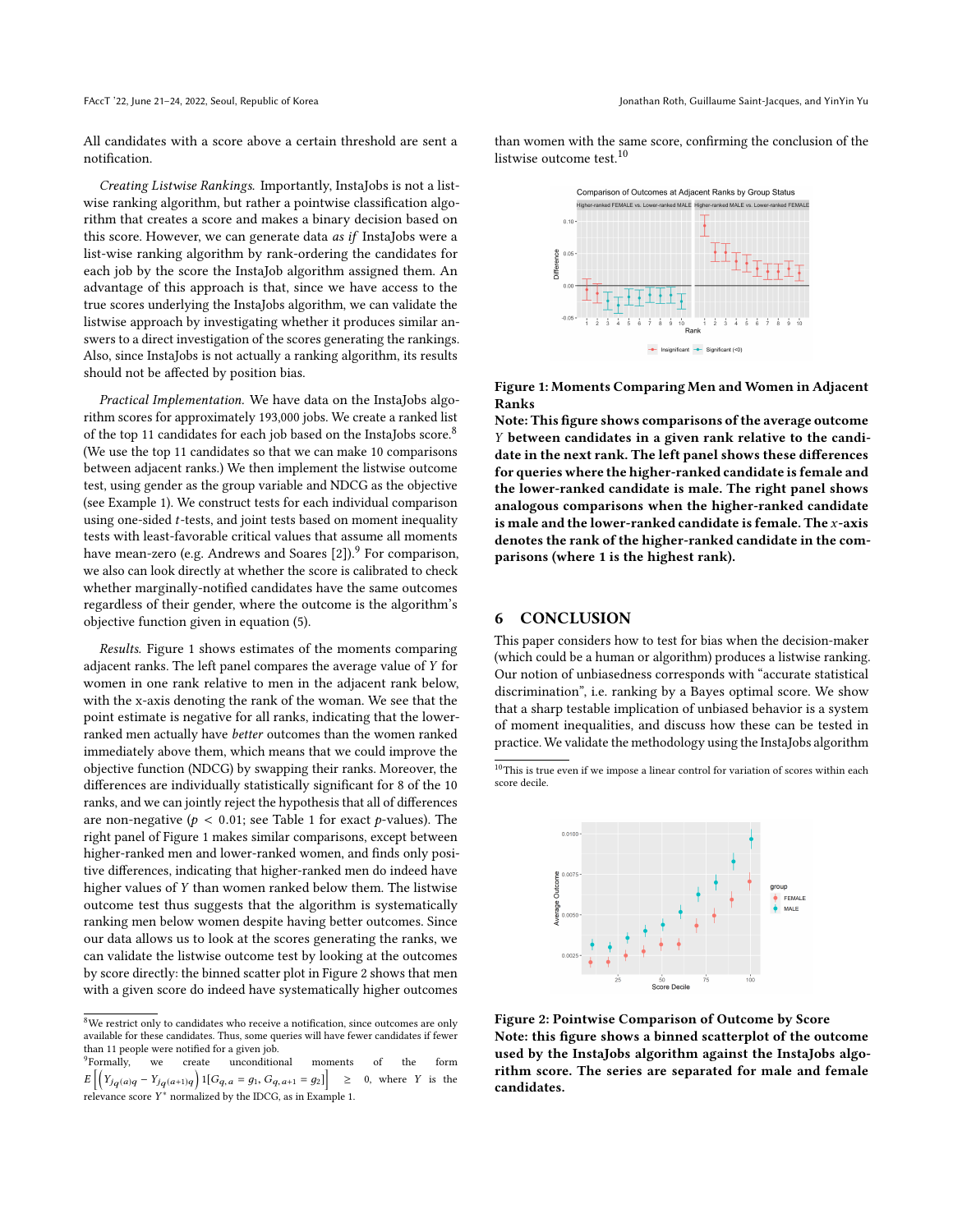All candidates with a score above a certain threshold are sent a notification.

*Creating Listwise Rankings.* Importantly, InstaJobs is not a listwise ranking algorithm, but rather a pointwise classification algorithm that creates a score and makes a binary decision based on this score. However, we can generate data *as if* InstaJobs were a list-wise ranking algorithm by rank-ordering the candidates for each job by the score the InstaJob algorithm assigned them. An advantage of this approach is that, since we have access to the true scores underlying the InstaJobs algorithm, we can validate the listwise approach by investigating whether it produces similar answers to a direct investigation of the scores generating the rankings. Also, since InstaJobs is not actually a ranking algorithm, its results should not be affected by position bias.

*Practical Implementation.* We have data on the InstaJobs algorithm scores for approximately 193,000 jobs. We create a ranked list of the top 11 candidates for each job based on the InstaJobs score.[8] (We use the top 11 candidates so that we can make 10 comparisons between adjacent ranks.) We then implement the listwise outcome test, using gender as the group variable and NDCG as the objective (see Example 1). We construct tests for each individual comparison using one-sided $t$-tests, and joint tests based on moment inequality tests with least-favorable critical values that assume all moments have mean-zero (e.g. Andrews and Soares [2]).[9] For comparison, we also can look directly at whether the score is calibrated to check whether marginally-notified candidates have the same outcomes regardless of their gender, where the outcome is the algorithm's objective function given in equation (5).

*Results.* Figure 1 shows estimates of the moments comparing adjacent ranks. The left panel compares the average value of $Y$ for women in one rank relative to men in the adjacent rank below, with the x-axis denoting the rank of the woman. We see that the point estimate is negative for all ranks, indicating that the lower-ranked men actually have *better* outcomes than the women ranked immediately above them, which means that we could improve the objective function (NDCG) by swapping their ranks. Moreover, the differences are individually statistically significant for 8 of the 10 ranks, and we can jointly reject the hypothesis that all of differences are non-negative ($p < 0.01$; see Table 1 for exact $p$-values). The right panel of Figure 1 makes similar comparisons, except between higher-ranked men and lower-ranked women, and finds only positive differences, indicating that higher-ranked men do indeed have higher values of $Y$ than women ranked below them. The listwise outcome test thus suggests that the algorithm is systematically ranking men below women despite having better outcomes. Since our data allows us to look at the scores generating the ranks, we can validate the listwise outcome test by looking at the outcomes by score directly: the binned scatter plot in Figure 2 shows that men with a given score do indeed have systematically higher outcomes than women with the same score, confirming the conclusion of the listwise outcome test.[10]

**Figure 1: Moments Comparing Men and Women in Adjacent Ranks**
**Note: This figure shows comparisons of the average outcome $Y$ between candidates in a given rank relative to the candidate in the next rank. The left panel shows these differences for queries where the higher-ranked candidate is female and the lower-ranked candidate is male. The right panel shows analogous comparisons when the higher-ranked candidate is male and the lower-ranked candidate is female. The $x$-axis denotes the rank of the higher-ranked candidate in the comparisons (where 1 is the highest rank).**

## 6 CONCLUSION

This paper considers how to test for bias when the decision-maker (which could be a human or algorithm) produces a listwise ranking. Our notion of unbiasedness corresponds with "accurate statistical discrimination", i.e. ranking by a Bayes optimal score. We show that a sharp testable implication of unbiased behavior is a system of moment inequalities, and discuss how these can be tested in practice. We validate the methodology using the InstaJobs algorithm

**Figure 2: Pointwise Comparison of Outcome by Score**
**Note: this figure shows a binned scatterplot of the outcome used by the InstaJobs algorithm against the InstaJobs algorithm score. The series are separated for male and female candidates.**

---

[8] We restrict only to candidates who receive a notification, since outcomes are only available for these candidates. Thus, some queries will have fewer candidates if fewer than 11 people were notified for a given job.

[9] Formally, we create unconditional moments of the form $E\left[\left(Y_{j_q(a)q} - Y_{j_q(a+1)q}\right) 1[G_{q,a} = g_1, G_{q,a+1} = g_2]\right] \geq 0$, where $Y$ is the relevance score $Y^*$ normalized by the IDCG, as in Example 1.

[10] This is true even if we impose a linear control for variation of scores within each score decile.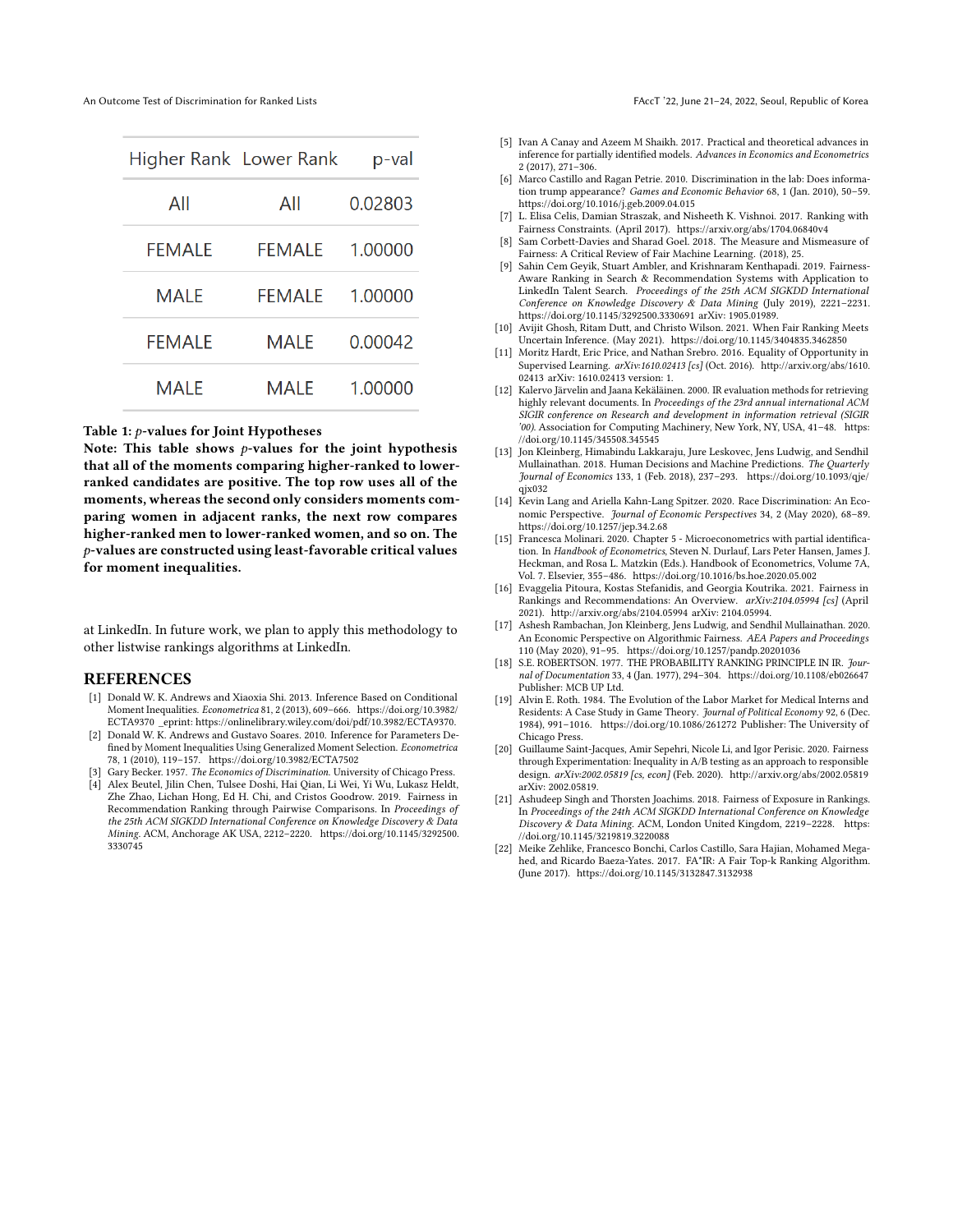| Higher Rank | Lower Rank | p-val |
|---|---|---|
| All | All | 0.02803 |
| FEMALE | FEMALE | 1.00000 |
| MALE | FEMALE | 1.00000 |
| FEMALE | MALE | 0.00042 |
| MALE | MALE | 1.00000 |

**Table 1: $p$-values for Joint Hypotheses**

**Note: This table shows $p$-values for the joint hypothesis that all of the moments comparing higher-ranked to lower-ranked candidates are positive. The top row uses all of the moments, whereas the second only considers moments comparing women in adjacent ranks, the next row compares higher-ranked men to lower-ranked women, and so on. The $p$-values are constructed using least-favorable critical values for moment inequalities.**

at LinkedIn. In future work, we plan to apply this methodology to other listwise rankings algorithms at LinkedIn.

## REFERENCES

[1] Donald W. K. Andrews and Xiaoxia Shi. 2013. Inference Based on Conditional Moment Inequalities. *Econometrica* 81, 2 (2013), 609–666. https://doi.org/10.3982/ECTA9370 _eprint: https://onlinelibrary.wiley.com/doi/pdf/10.3982/ECTA9370.

[2] Donald W. K. Andrews and Gustavo Soares. 2010. Inference for Parameters Defined by Moment Inequalities Using Generalized Moment Selection. *Econometrica* 78, 1 (2010), 119–157. https://doi.org/10.3982/ECTA7502

[3] Gary Becker. 1957. *The Economics of Discrimination.* University of Chicago Press.

[4] Alex Beutel, Jilin Chen, Tulsee Doshi, Hai Qian, Li Wei, Yi Wu, Lukasz Heldt, Zhe Zhao, Lichan Hong, Ed H. Chi, and Cristos Goodrow. 2019. Fairness in Recommendation Ranking through Pairwise Comparisons. In *Proceedings of the 25th ACM SIGKDD International Conference on Knowledge Discovery & Data Mining.* ACM, Anchorage AK USA, 2212–2220. https://doi.org/10.1145/3292500.3330745

[5] Ivan A Canay and Azeem M Shaikh. 2017. Practical and theoretical advances in inference for partially identified models. *Advances in Economics and Econometrics* 2 (2017), 271–306.

[6] Marco Castillo and Ragan Petrie. 2010. Discrimination in the lab: Does information trump appearance? *Games and Economic Behavior* 68, 1 (Jan. 2010), 50–59. https://doi.org/10.1016/j.geb.2009.04.015

[7] L. Elisa Celis, Damian Straszak, and Nisheeth K. Vishnoi. 2017. Ranking with Fairness Constraints. (April 2017). https://arxiv.org/abs/1704.06840v4

[8] Sam Corbett-Davies and Sharad Goel. 2018. The Measure and Mismeasure of Fairness: A Critical Review of Fair Machine Learning. (2018), 25.

[9] Sahin Cem Geyik, Stuart Ambler, and Krishnaram Kenthapadi. 2019. Fairness-Aware Ranking in Search & Recommendation Systems with Application to LinkedIn Talent Search. *Proceedings of the 25th ACM SIGKDD International Conference on Knowledge Discovery & Data Mining* (July 2019), 2221–2231. https://doi.org/10.1145/3292500.3330691 arXiv: 1905.01989.

[10] Avijit Ghosh, Ritam Dutt, and Christo Wilson. 2021. When Fair Ranking Meets Uncertain Inference. (May 2021). https://doi.org/10.1145/3404835.3462850

[11] Moritz Hardt, Eric Price, and Nathan Srebro. 2016. Equality of Opportunity in Supervised Learning. *arXiv:1610.02413 [cs]* (Oct. 2016). http://arxiv.org/abs/1610.02413 arXiv: 1610.02413 version: 1.

[12] Kalervo Järvelin and Jaana Kekäläinen. 2000. IR evaluation methods for retrieving highly relevant documents. In *Proceedings of the 23rd annual international ACM SIGIR conference on Research and development in information retrieval (SIGIR '00).* Association for Computing Machinery, New York, NY, USA, 41–48. https://doi.org/10.1145/345508.345545

[13] Jon Kleinberg, Himabindu Lakkaraju, Jure Leskovec, Jens Ludwig, and Sendhil Mullainathan. 2018. Human Decisions and Machine Predictions. *The Quarterly Journal of Economics* 133, 1 (Feb. 2018), 237–293. https://doi.org/10.1093/qje/qjx032

[14] Kevin Lang and Ariella Kahn-Lang Spitzer. 2020. Race Discrimination: An Economic Perspective. *Journal of Economic Perspectives* 34, 2 (May 2020), 68–89. https://doi.org/10.1257/jep.34.2.68

[15] Francesca Molinari. 2020. Chapter 5 - Microeconometrics with partial identification. In *Handbook of Econometrics*, Steven N. Durlauf, Lars Peter Hansen, James J. Heckman, and Rosa L. Matzkin (Eds.). Handbook of Econometrics, Volume 7A, Vol. 7. Elsevier, 355–486. https://doi.org/10.1016/bs.hoe.2020.05.002

[16] Evaggelia Pitoura, Kostas Stefanidis, and Georgia Koutrika. 2021. Fairness in Rankings and Recommendations: An Overview. *arXiv:2104.05994 [cs]* (April 2021). http://arxiv.org/abs/2104.05994 arXiv: 2104.05994.

[17] Ashesh Rambachan, Jon Kleinberg, Jens Ludwig, and Sendhil Mullainathan. 2020. An Economic Perspective on Algorithmic Fairness. *AEA Papers and Proceedings* 110 (May 2020), 91–95. https://doi.org/10.1257/pandp.20201036

[18] S.E. ROBERTSON. 1977. THE PROBABILITY RANKING PRINCIPLE IN IR. *Journal of Documentation* 33, 4 (Jan. 1977), 294–304. https://doi.org/10.1108/eb026647 Publisher: MCB UP Ltd.

[19] Alvin E. Roth. 1984. The Evolution of the Labor Market for Medical Interns and Residents: A Case Study in Game Theory. *Journal of Political Economy* 92, 6 (Dec. 1984), 991–1016. https://doi.org/10.1086/261272 Publisher: The University of Chicago Press.

[20] Guillaume Saint-Jacques, Amir Sepehri, Nicole Li, and Igor Perisic. 2020. Fairness through Experimentation: Inequality in A/B testing as an approach to responsible design. *arXiv:2002.05819 [cs, econ]* (Feb. 2020). http://arxiv.org/abs/2002.05819 arXiv: 2002.05819.

[21] Ashudeep Singh and Thorsten Joachims. 2018. Fairness of Exposure in Rankings. In *Proceedings of the 24th ACM SIGKDD International Conference on Knowledge Discovery & Data Mining.* ACM, London United Kingdom, 2219–2228. https://doi.org/10.1145/3219819.3220088

[22] Meike Zehlike, Francesco Bonchi, Carlos Castillo, Sara Hajian, Mohamed Megahed, and Ricardo Baeza-Yates. 2017. FA*IR: A Fair Top-k Ranking Algorithm. (June 2017). https://doi.org/10.1145/3132847.3132938